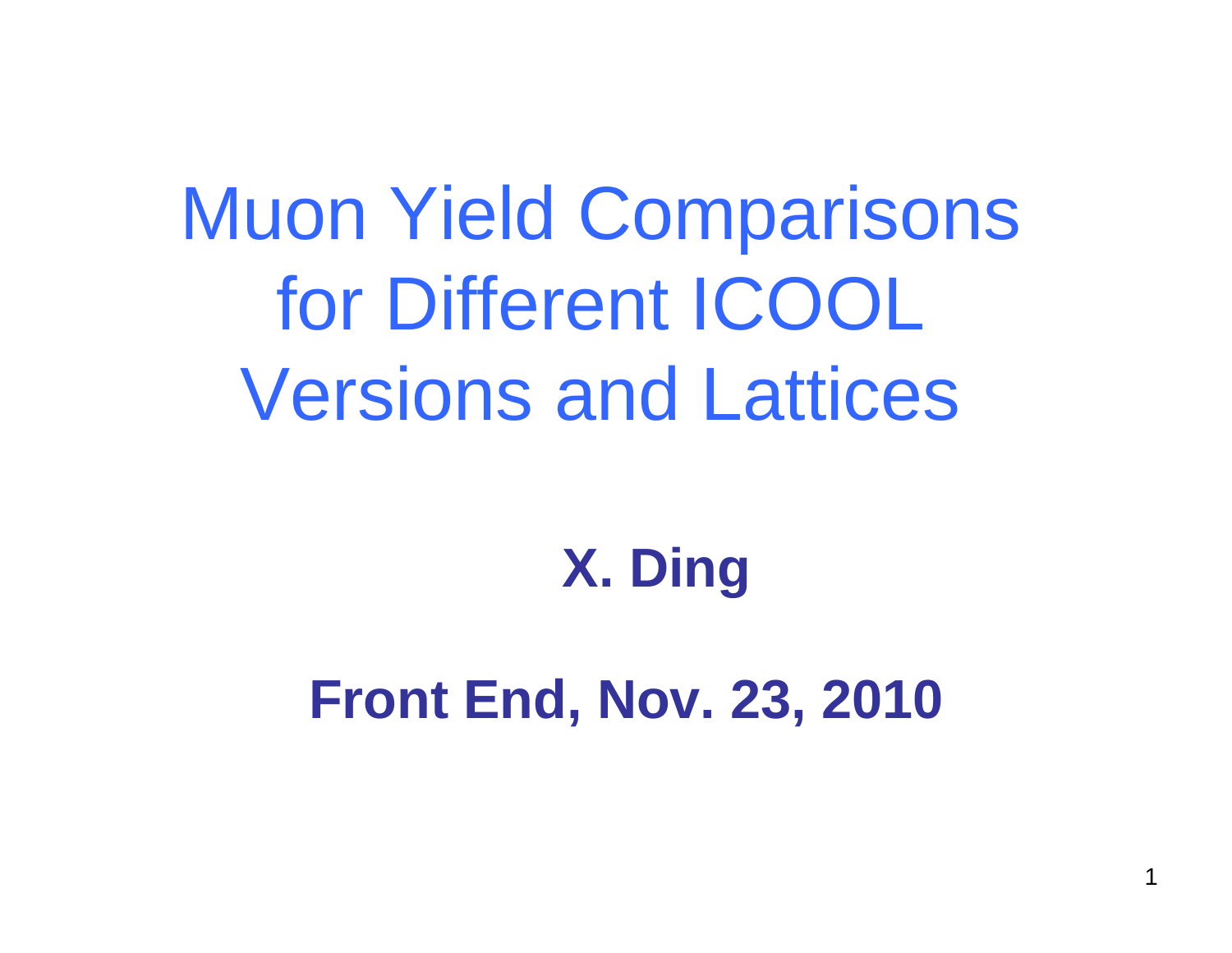# Muon Yield Comparisons for Different ICOOL Versions and Lattices

**X. Ding**

**Front End, Nov. 23, 2010**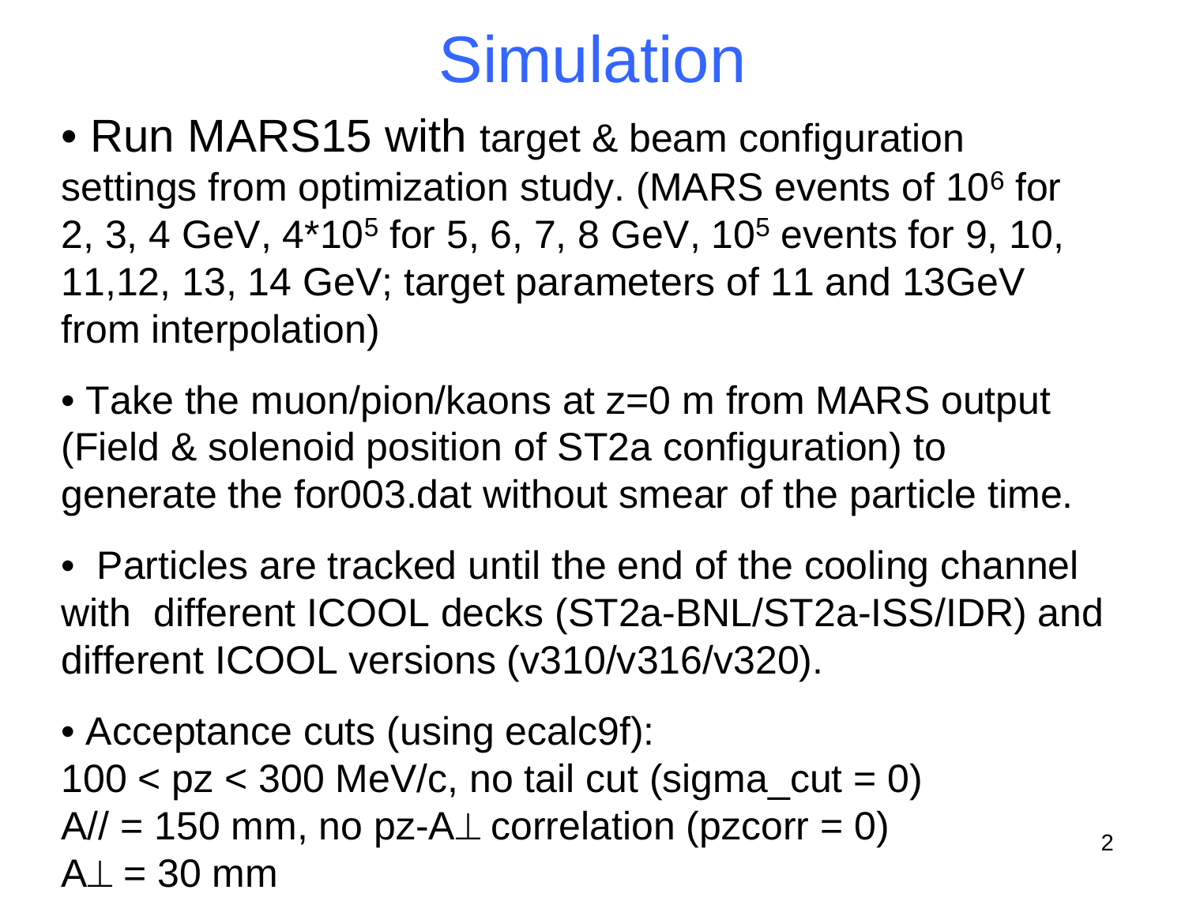# Simulation

- Run MARS15 with target & beam configuration settings from optimization study. (MARS events of $10^6$ for 2, 3, 4 GeV, $4*10^5$ for 5, 6, 7, 8 GeV, $10^5$ events for 9, 10, 11,12, 13, 14 GeV; target parameters of 11 and 13GeV from interpolation)

- Take the muon/pion/kaons at z=0 m from MARS output (Field & solenoid position of ST2a configuration) to generate the for003.dat without smear of the particle time.

- Particles are tracked until the end of the cooling channel with different ICOOL decks (ST2a-BNL/ST2a-ISS/IDR) and different ICOOL versions (v310/v316/v320).

- Acceptance cuts (using ecalc9f):
  $100 < pz < 300$ MeV/c, no tail cut (sigma_cut = 0)
  $A_{//} = 150$ mm, no pz-$A_\perp$ correlation (pzcorr = 0)
  $A_\perp = 30$ mm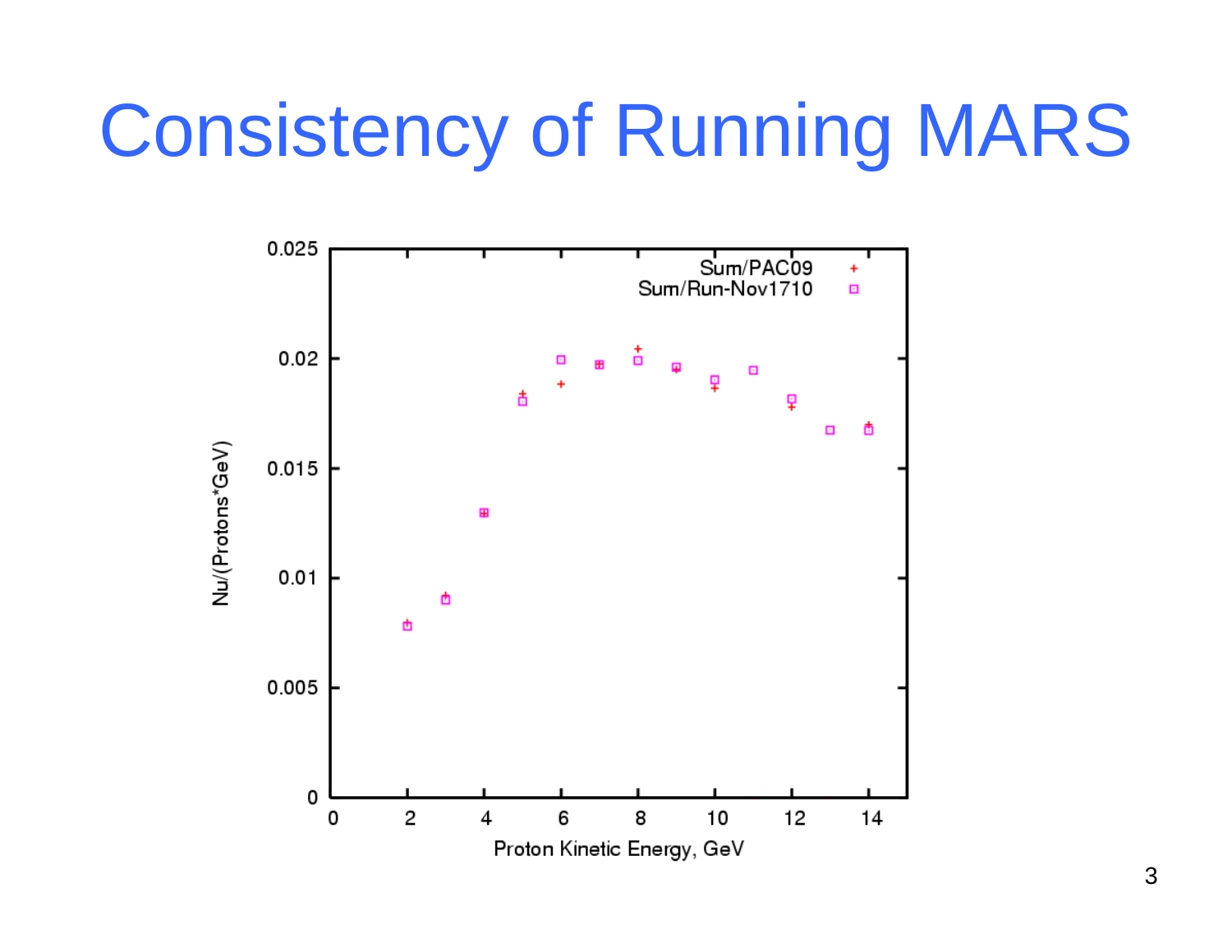# Consistency of Running MARS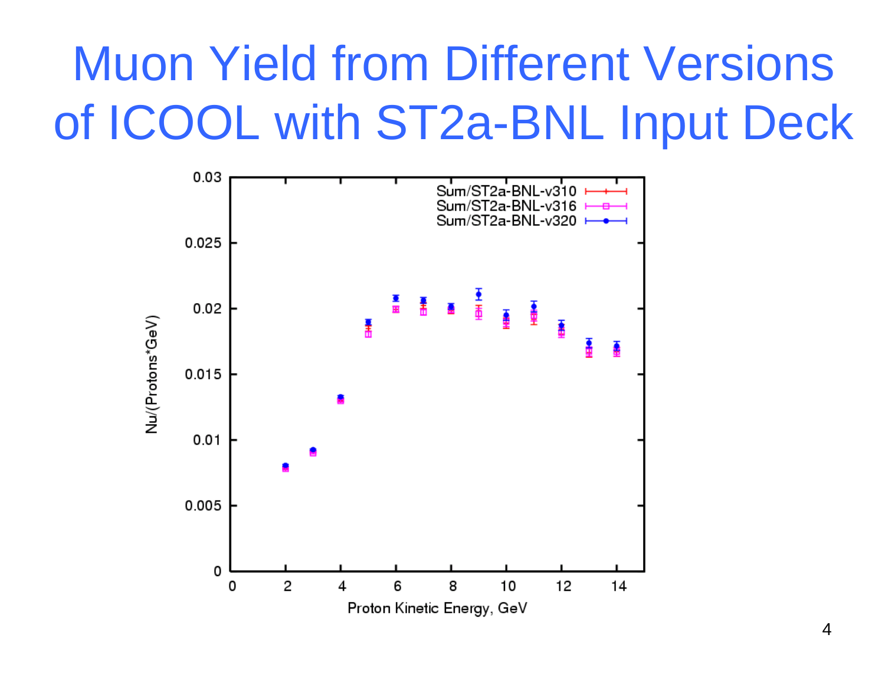# Muon Yield from Different Versions of ICOOL with ST2a-BNL Input Deck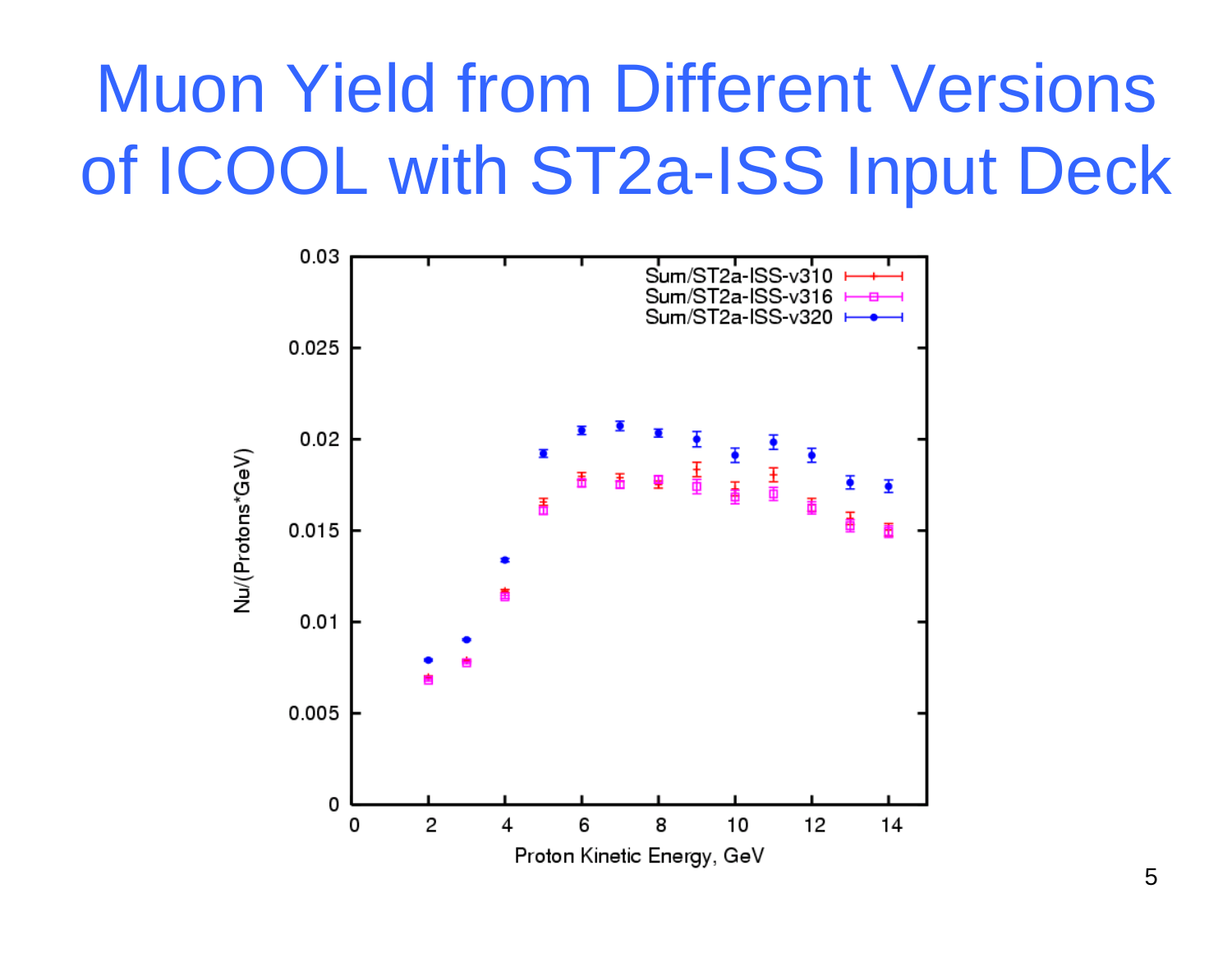# Muon Yield from Different Versions of ICOOL with ST2a-ISS Input Deck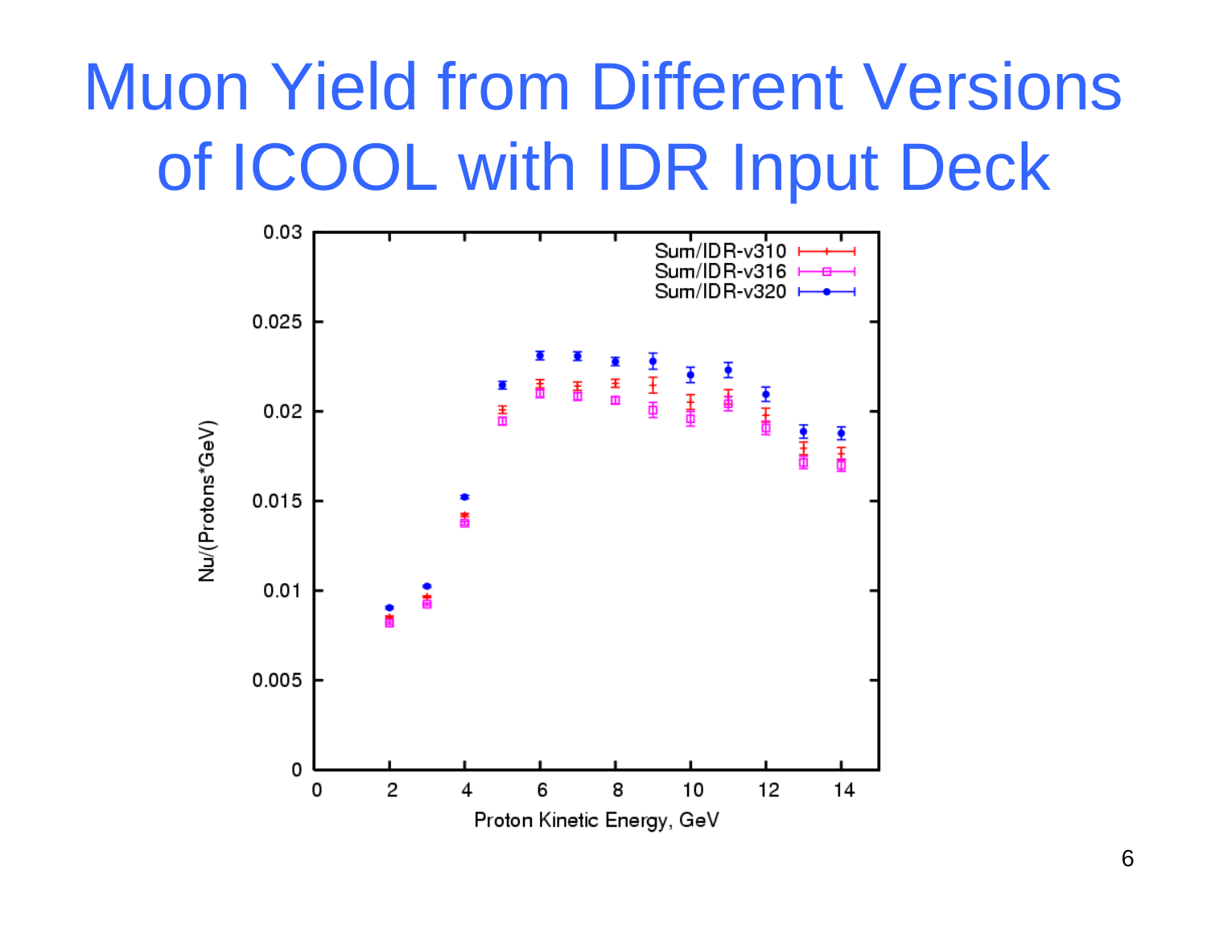# Muon Yield from Different Versions of ICOOL with IDR Input Deck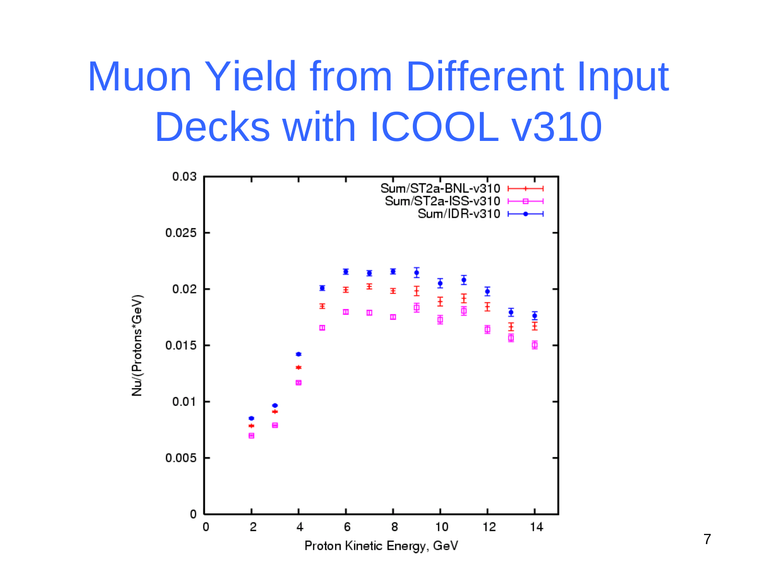# Muon Yield from Different Input Decks with ICOOL v310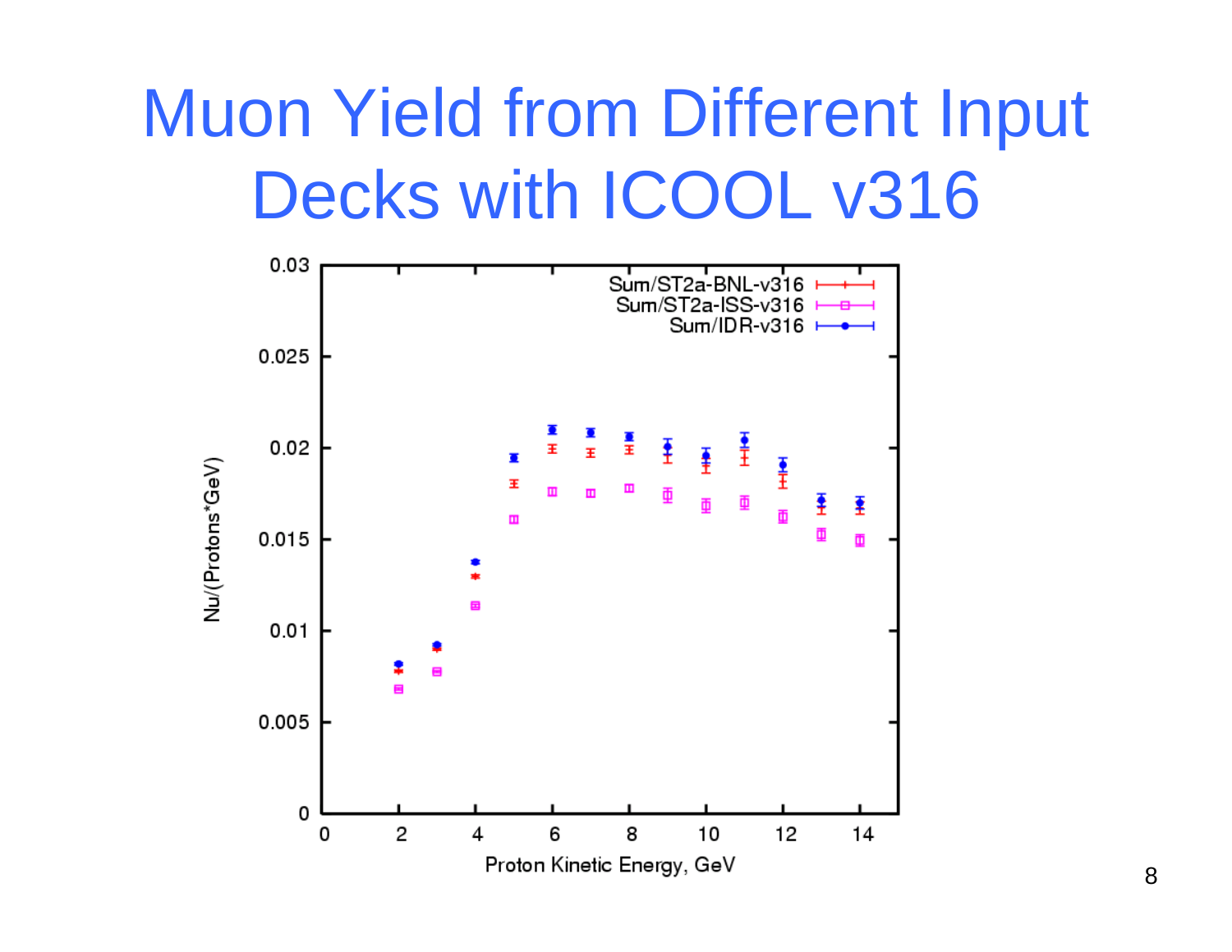# Muon Yield from Different Input Decks with ICOOL v316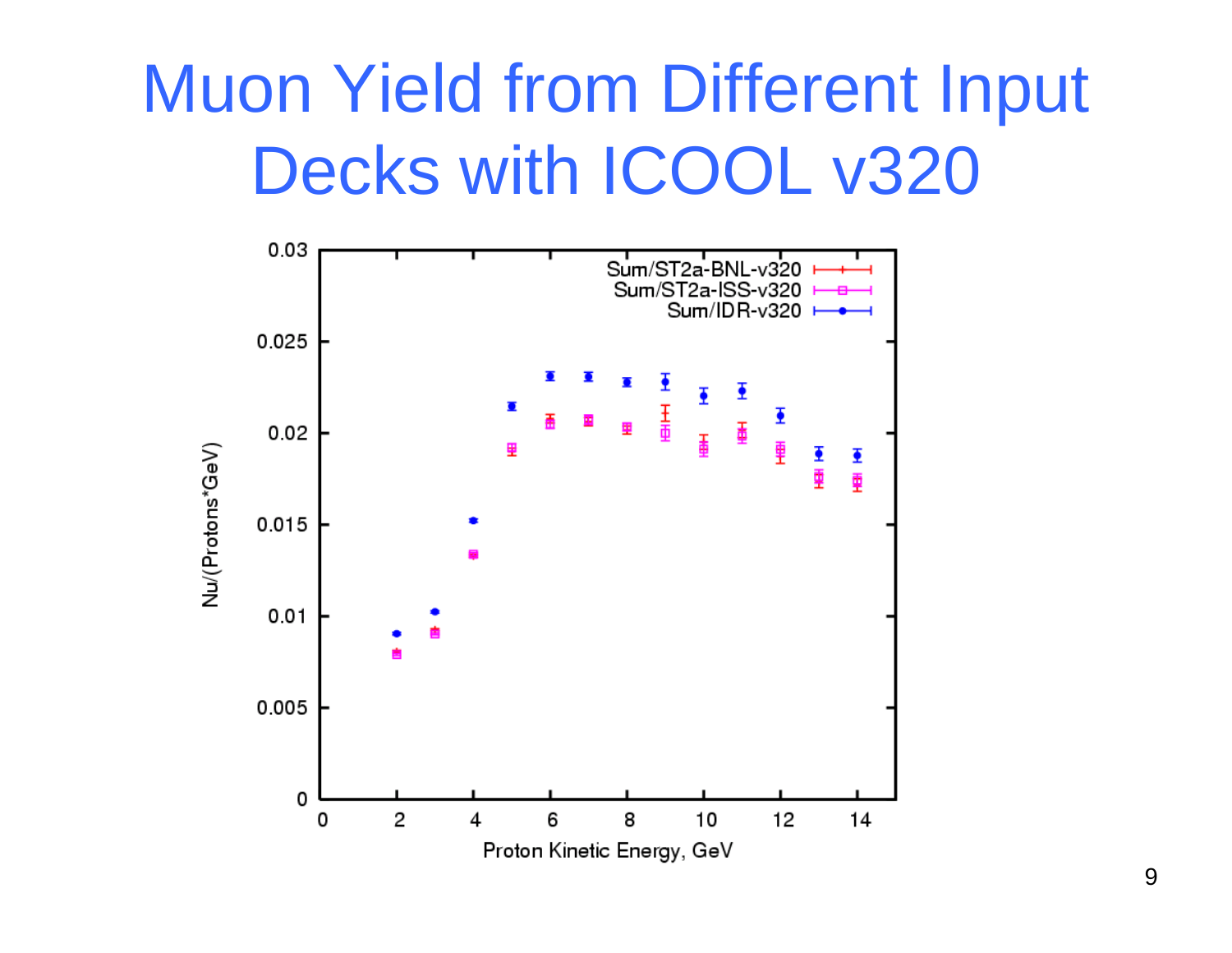# Muon Yield from Different Input Decks with ICOOL v320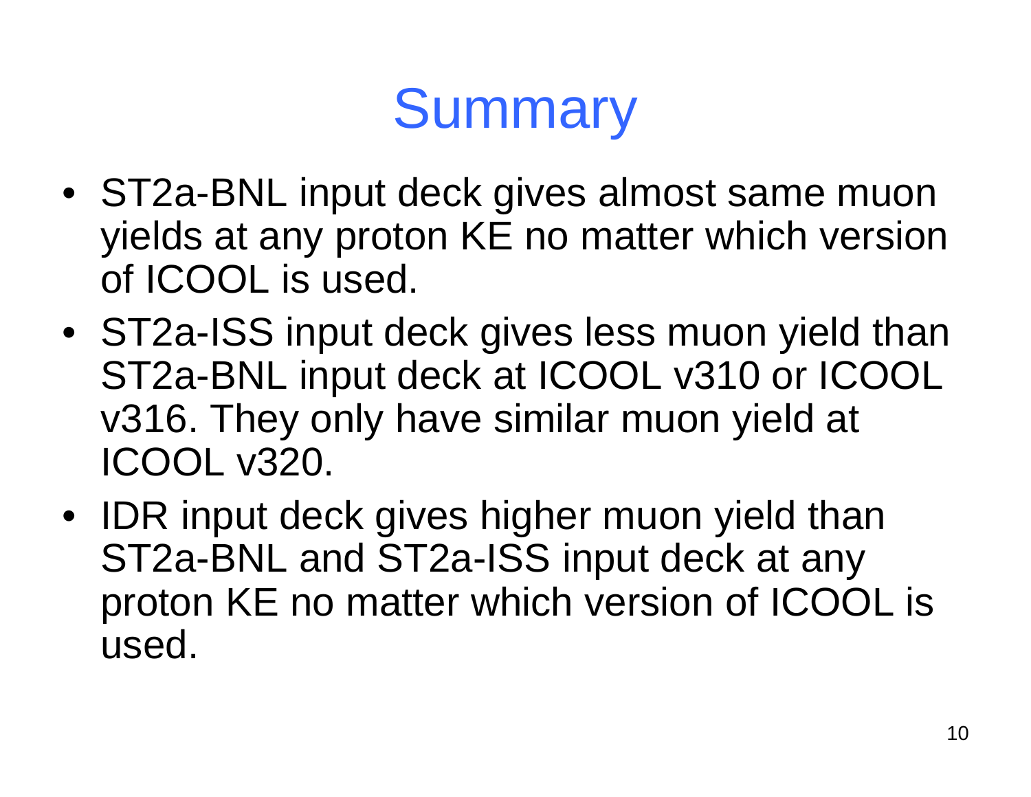# Summary

- ST2a-BNL input deck gives almost same muon yields at any proton KE no matter which version of ICOOL is used.
- ST2a-ISS input deck gives less muon yield than ST2a-BNL input deck at ICOOL v310 or ICOOL v316. They only have similar muon yield at ICOOL v320.
- IDR input deck gives higher muon yield than ST2a-BNL and ST2a-ISS input deck at any proton KE no matter which version of ICOOL is used.